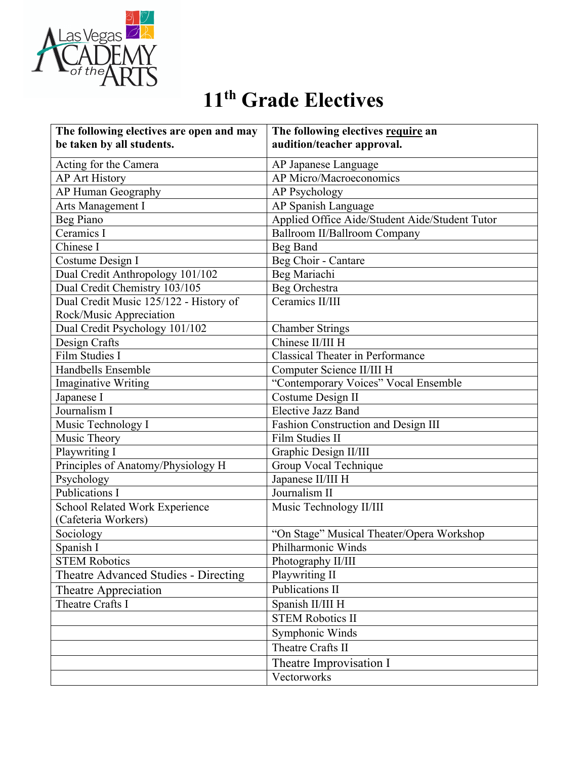# 11th Grade Electives

| The following electives are open and may be taken by all students. | The following electives **require** an audition/teacher approval. |
|---|---|
| Acting for the Camera | AP Japanese Language |
| AP Art History | AP Micro/Macroeconomics |
| AP Human Geography | AP Psychology |
| Arts Management I | AP Spanish Language |
| Beg Piano | Applied Office Aide/Student Aide/Student Tutor |
| Ceramics I | Ballroom II/Ballroom Company |
| Chinese I | Beg Band |
| Costume Design I | Beg Choir - Cantare |
| Dual Credit Anthropology 101/102 | Beg Mariachi |
| Dual Credit Chemistry 103/105 | Beg Orchestra |
| Dual Credit Music 125/122 - History of Rock/Music Appreciation | Ceramics II/III |
| Dual Credit Psychology 101/102 | Chamber Strings |
| Design Crafts | Chinese II/III H |
| Film Studies I | Classical Theater in Performance |
| Handbells Ensemble | Computer Science II/III H |
| Imaginative Writing | "Contemporary Voices" Vocal Ensemble |
| Japanese I | Costume Design II |
| Journalism I | Elective Jazz Band |
| Music Technology I | Fashion Construction and Design III |
| Music Theory | Film Studies II |
| Playwriting I | Graphic Design II/III |
| Principles of Anatomy/Physiology H | Group Vocal Technique |
| Psychology | Japanese II/III H |
| Publications I | Journalism II |
| School Related Work Experience (Cafeteria Workers) | Music Technology II/III |
| Sociology | "On Stage" Musical Theater/Opera Workshop |
| Spanish I | Philharmonic Winds |
| STEM Robotics | Photography II/III |
| Theatre Advanced Studies - Directing | Playwriting II |
| Theatre Appreciation | Publications II |
| Theatre Crafts I | Spanish II/III H |
| | STEM Robotics II |
| | Symphonic Winds |
| | Theatre Crafts II |
| | Theatre Improvisation I |
| | Vectorworks |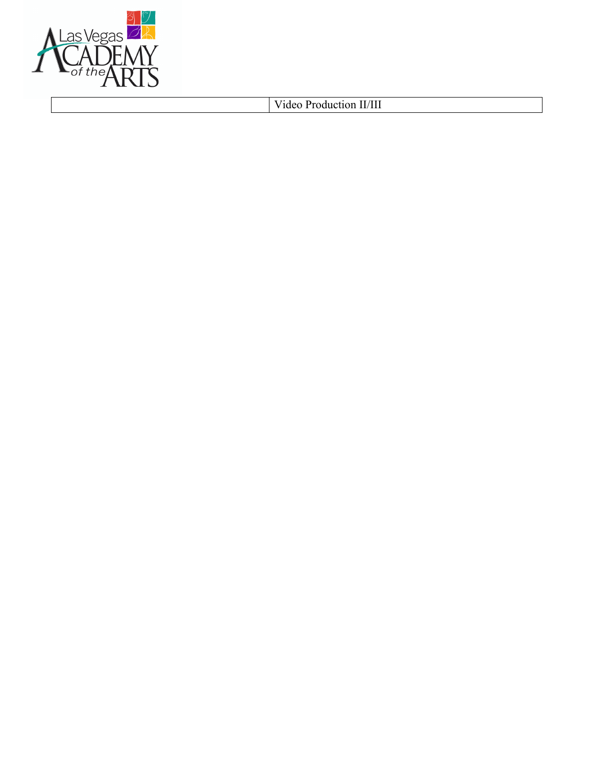| | |
|---|---|
| | Video Production II/III |